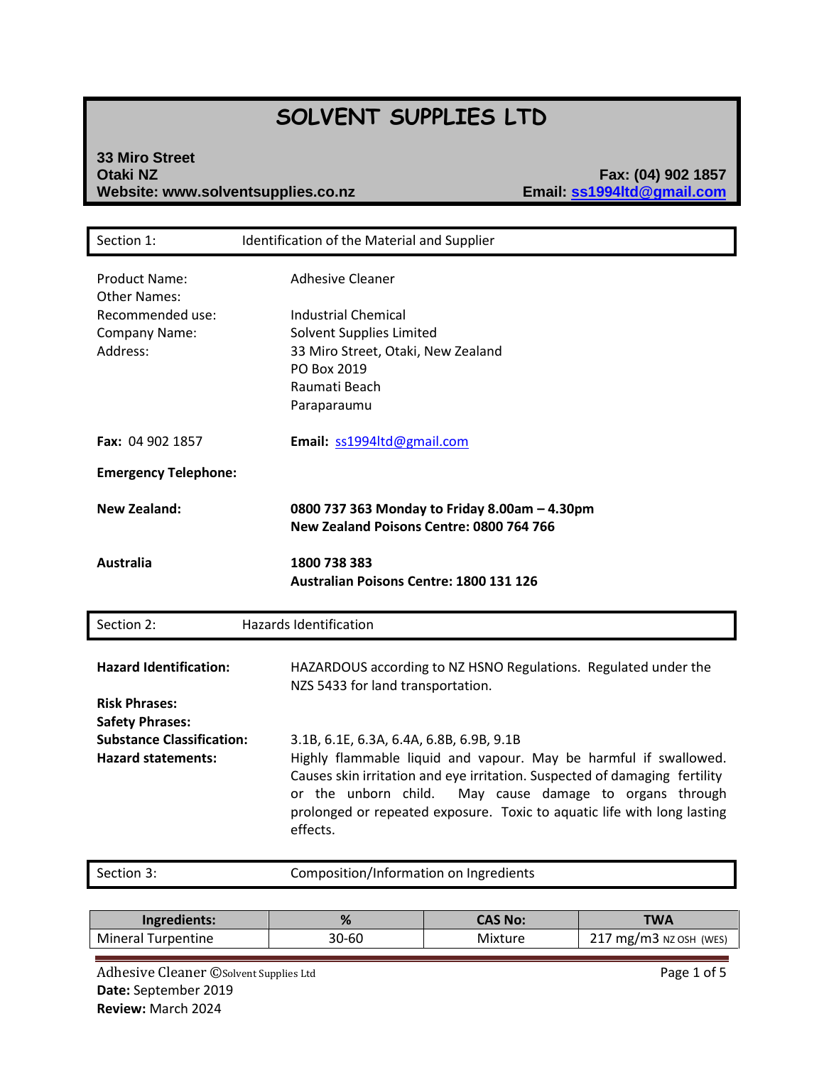# SOLVENT SUPPLIES LTD

**33 Miro Street**
**Otaki NZ**
**Website: www.solventsupplies.co.nz**

**Fax: (04) 902 1857**
**Email: ss1994ltd@gmail.com**

## Section 1: Identification of the Material and Supplier

Product Name: Adhesive Cleaner
Other Names:
Recommended use: Industrial Chemical
Company Name: Solvent Supplies Limited
Address: 33 Miro Street, Otaki, New Zealand
PO Box 2019
Raumati Beach
Paraparaumu

**Fax:** 04 902 1857 **Email:** ss1994ltd@gmail.com

**Emergency Telephone:**

**New Zealand:** **0800 737 363 Monday to Friday 8.00am – 4.30pm**
**New Zealand Poisons Centre: 0800 764 766**

**Australia** **1800 738 383**
**Australian Poisons Centre: 1800 131 126**

## Section 2: Hazards Identification

**Hazard Identification:** HAZARDOUS according to NZ HSNO Regulations. Regulated under the NZS 5433 for land transportation.

**Risk Phrases:**

**Safety Phrases:**

**Substance Classification:** 3.1B, 6.1E, 6.3A, 6.4A, 6.8B, 6.9B, 9.1B

**Hazard statements:** Highly flammable liquid and vapour. May be harmful if swallowed. Causes skin irritation and eye irritation. Suspected of damaging fertility or the unborn child. May cause damage to organs through prolonged or repeated exposure. Toxic to aquatic life with long lasting effects.

## Section 3: Composition/Information on Ingredients

| Ingredients: | % | CAS No: | TWA |
|---|---|---|---|
| Mineral Turpentine | 30-60 | Mixture | 217 mg/m3 NZ OSH (WES) |

Adhesive Cleaner ©Solvent Supplies Ltd
**Date:** September 2019
**Review:** March 2024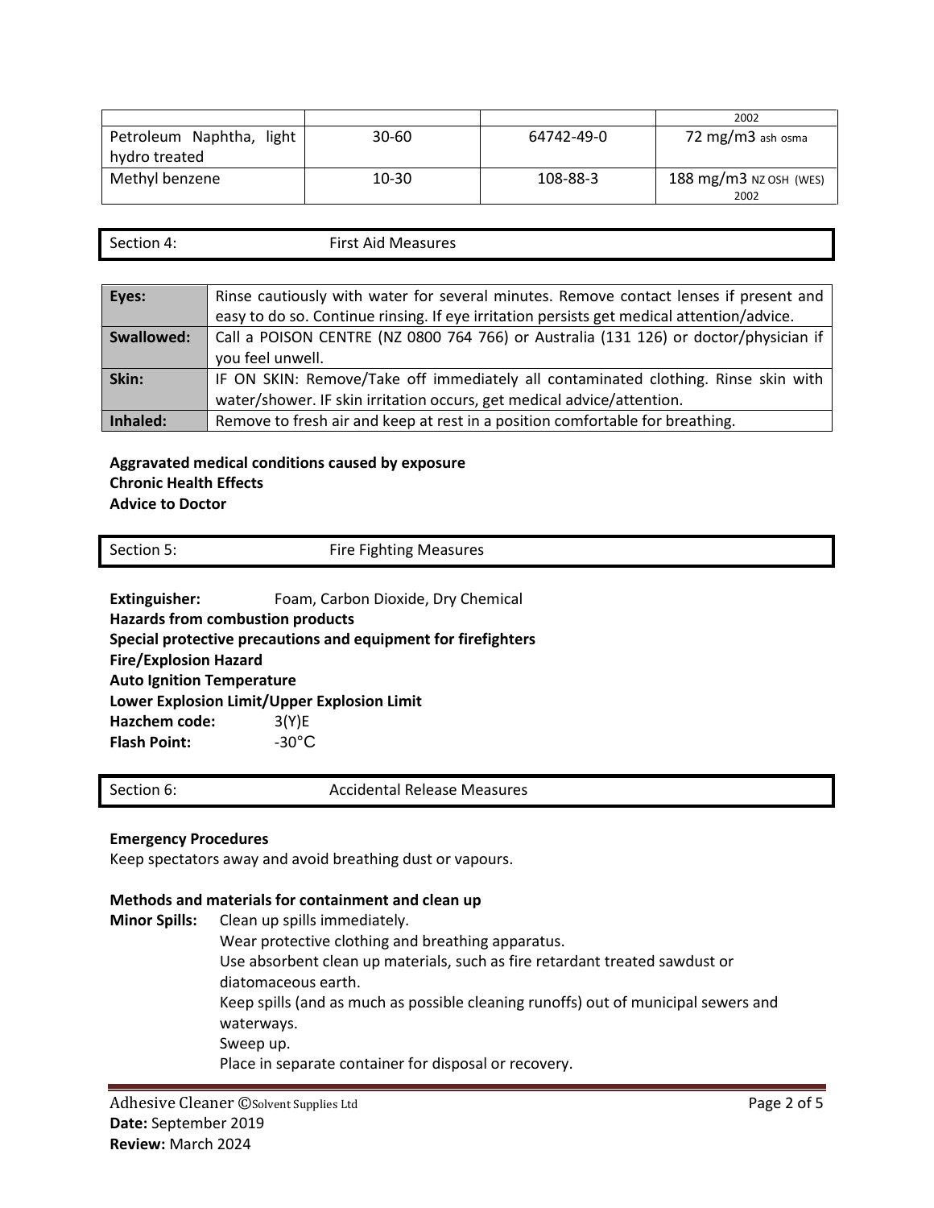| | | | |
|---|---|---|---|
| | | | 2002 |
| Petroleum Naphtha, light hydro treated | 30-60 | 64742-49-0 | 72 mg/m3 ash osma |
| Methyl benzene | 10-30 | 108-88-3 | 188 mg/m3 NZ OSH (WES) 2002 |

## Section 4: First Aid Measures

| | |
|---|---|
| **Eyes:** | Rinse cautiously with water for several minutes. Remove contact lenses if present and easy to do so. Continue rinsing. If eye irritation persists get medical attention/advice. |
| **Swallowed:** | Call a POISON CENTRE (NZ 0800 764 766) or Australia (131 126) or doctor/physician if you feel unwell. |
| **Skin:** | IF ON SKIN: Remove/Take off immediately all contaminated clothing. Rinse skin with water/shower. IF skin irritation occurs, get medical advice/attention. |
| **Inhaled:** | Remove to fresh air and keep at rest in a position comfortable for breathing. |

**Aggravated medical conditions caused by exposure**
**Chronic Health Effects**
**Advice to Doctor**

## Section 5: Fire Fighting Measures

**Extinguisher:** Foam, Carbon Dioxide, Dry Chemical
**Hazards from combustion products**
**Special protective precautions and equipment for firefighters**
**Fire/Explosion Hazard**
**Auto Ignition Temperature**
**Lower Explosion Limit/Upper Explosion Limit**
**Hazchem code:** 3(Y)E
**Flash Point:** -30°C

## Section 6: Accidental Release Measures

**Emergency Procedures**
Keep spectators away and avoid breathing dust or vapours.

**Methods and materials for containment and clean up**

**Minor Spills:**
Clean up spills immediately.
Wear protective clothing and breathing apparatus.
Use absorbent clean up materials, such as fire retardant treated sawdust or diatomaceous earth.
Keep spills (and as much as possible cleaning runoffs) out of municipal sewers and waterways.
Sweep up.
Place in separate container for disposal or recovery.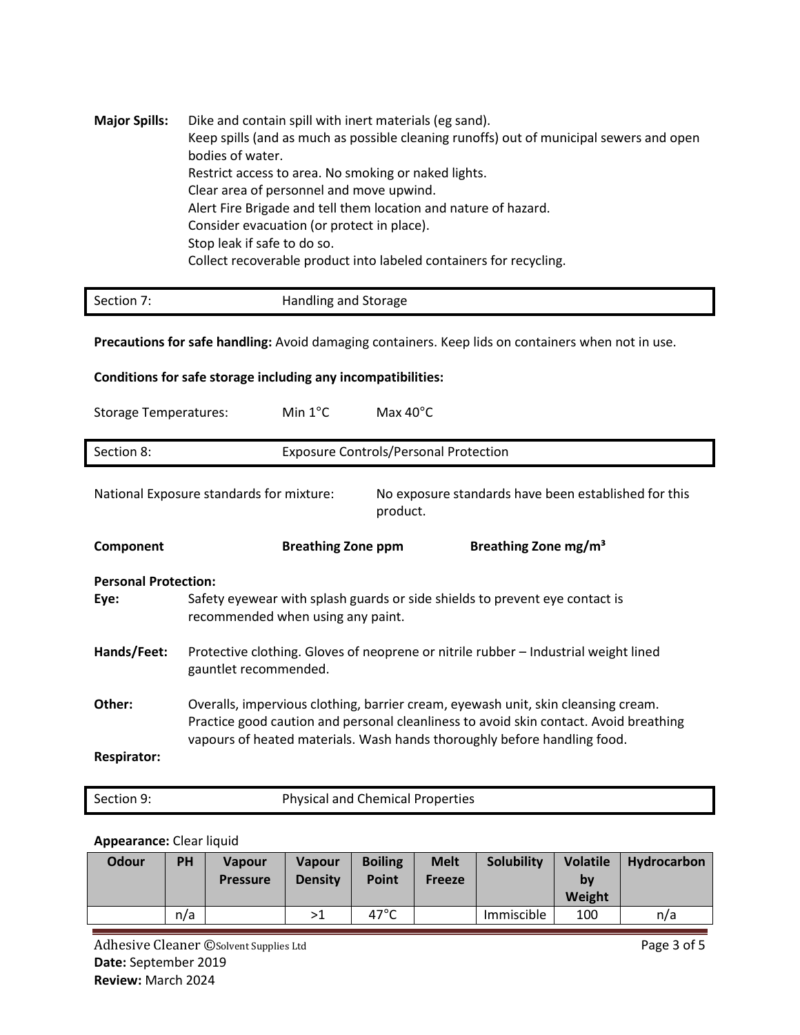**Major Spills:** Dike and contain spill with inert materials (eg sand).
Keep spills (and as much as possible cleaning runoffs) out of municipal sewers and open bodies of water.
Restrict access to area. No smoking or naked lights.
Clear area of personnel and move upwind.
Alert Fire Brigade and tell them location and nature of hazard.
Consider evacuation (or protect in place).
Stop leak if safe to do so.
Collect recoverable product into labeled containers for recycling.

## Section 7: Handling and Storage

**Precautions for safe handling:** Avoid damaging containers. Keep lids on containers when not in use.

**Conditions for safe storage including any incompatibilities:**

Storage Temperatures: Min 1°C Max 40°C

## Section 8: Exposure Controls/Personal Protection

National Exposure standards for mixture: No exposure standards have been established for this product.

| Component | Breathing Zone ppm | Breathing Zone mg/m³ |
|---|---|---|

**Personal Protection:**

**Eye:** Safety eyewear with splash guards or side shields to prevent eye contact is recommended when using any paint.

**Hands/Feet:** Protective clothing. Gloves of neoprene or nitrile rubber – Industrial weight lined gauntlet recommended.

**Other:** Overalls, impervious clothing, barrier cream, eyewash unit, skin cleansing cream. Practice good caution and personal cleanliness to avoid skin contact. Avoid breathing vapours of heated materials. Wash hands thoroughly before handling food.

**Respirator:**

## Section 9: Physical and Chemical Properties

**Appearance:** Clear liquid

| Odour | PH | Vapour Pressure | Vapour Density | Boiling Point | Melt Freeze | Solubility | Volatile by Weight | Hydrocarbon |
|---|---|---|---|---|---|---|---|---|
| | n/a | | >1 | 47°C | | Immiscible | 100 | n/a |

Adhesive Cleaner ©Solvent Supplies Ltd
**Date:** September 2019
**Review:** March 2024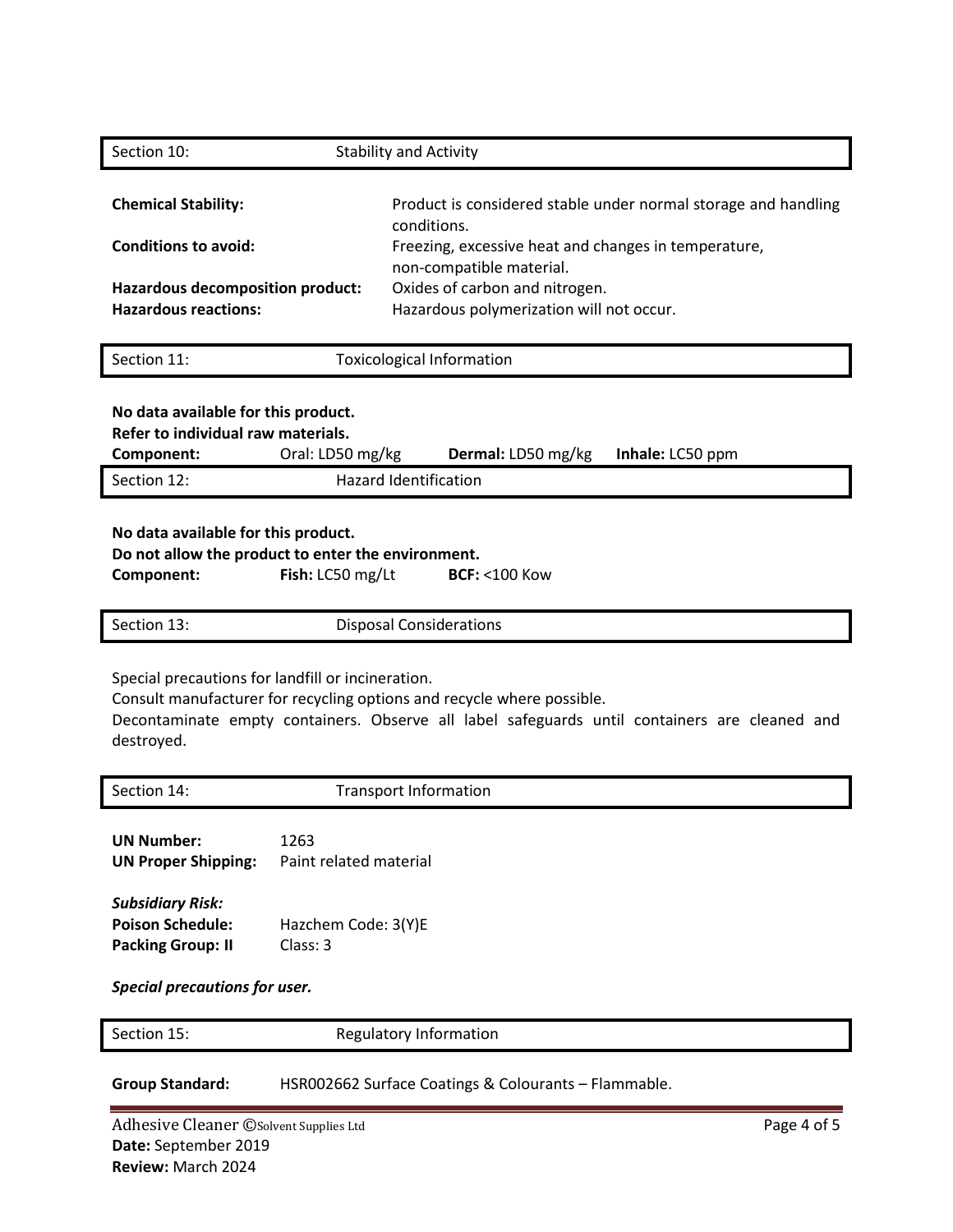## Section 10: Stability and Activity

**Chemical Stability:** Product is considered stable under normal storage and handling conditions.

**Conditions to avoid:** Freezing, excessive heat and changes in temperature, non-compatible material.

**Hazardous decomposition product:** Oxides of carbon and nitrogen.

**Hazardous reactions:** Hazardous polymerization will not occur.

## Section 11: Toxicological Information

**No data available for this product.**
**Refer to individual raw materials.**

| **Component:** | Oral: LD50 mg/kg | **Dermal:** LD50 mg/kg | **Inhale:** LC50 ppm |
| --- | --- | --- | --- |

## Section 12: Hazard Identification

**No data available for this product.**
**Do not allow the product to enter the environment.**

| **Component:** | **Fish:** LC50 mg/Lt | **BCF:** <100 Kow |
| --- | --- | --- |

## Section 13: Disposal Considerations

Special precautions for landfill or incineration.
Consult manufacturer for recycling options and recycle where possible.
Decontaminate empty containers. Observe all label safeguards until containers are cleaned and destroyed.

## Section 14: Transport Information

**UN Number:** 1263
**UN Proper Shipping:** Paint related material

***Subsidiary Risk:***
**Poison Schedule:** Hazchem Code: 3(Y)E
**Packing Group: II** Class: 3

***Special precautions for user.***

## Section 15: Regulatory Information

**Group Standard:** HSR002662 Surface Coatings & Colourants – Flammable.

Adhesive Cleaner ©Solvent Supplies Ltd
**Date:** September 2019
**Review:** March 2024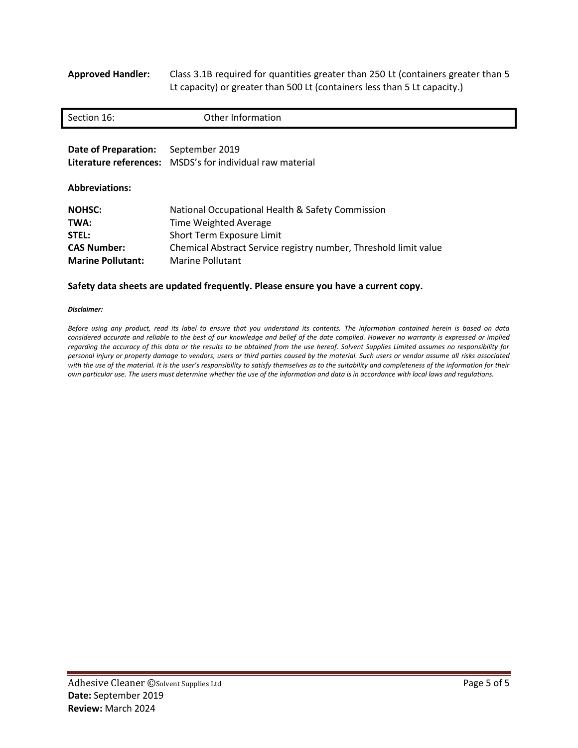**Approved Handler:** Class 3.1B required for quantities greater than 250 Lt (containers greater than 5 Lt capacity) or greater than 500 Lt (containers less than 5 Lt capacity.)

## Section 16: Other Information

**Date of Preparation:** September 2019
**Literature references:** MSDS's for individual raw material

**Abbreviations:**

| | |
|---|---|
| **NOHSC:** | National Occupational Health & Safety Commission |
| **TWA:** | Time Weighted Average |
| **STEL:** | Short Term Exposure Limit |
| **CAS Number:** | Chemical Abstract Service registry number, Threshold limit value |
| **Marine Pollutant:** | Marine Pollutant |

**Safety data sheets are updated frequently. Please ensure you have a current copy.**

***Disclaimer:***

*Before using any product, read its label to ensure that you understand its contents. The information contained herein is based on data considered accurate and reliable to the best of our knowledge and belief of the date complied. However no warranty is expressed or implied regarding the accuracy of this data or the results to be obtained from the use hereof. Solvent Supplies Limited assumes no responsibility for personal injury or property damage to vendors, users or third parties caused by the material. Such users or vendor assume all risks associated with the use of the material. It is the user's responsibility to satisfy themselves as to the suitability and completeness of the information for their own particular use. The users must determine whether the use of the information and data is in accordance with local laws and regulations.*